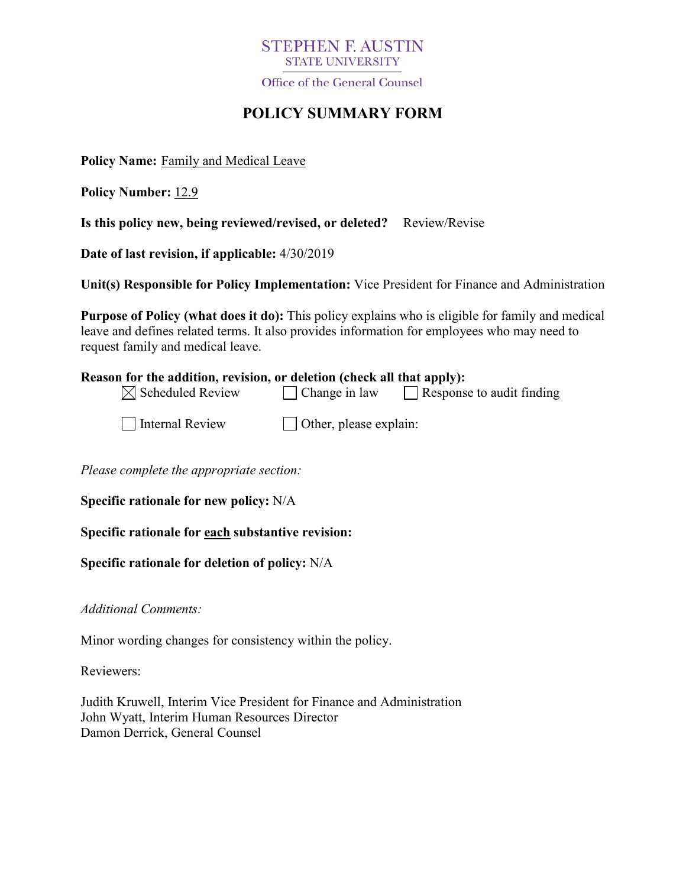STEPHEN F. AUSTIN
STATE UNIVERSITY
Office of the General Counsel

# POLICY SUMMARY FORM

**Policy Name:** Family and Medical Leave

**Policy Number:** 12.9

**Is this policy new, being reviewed/revised, or deleted?** Review/Revise

**Date of last revision, if applicable:** 4/30/2019

**Unit(s) Responsible for Policy Implementation:** Vice President for Finance and Administration

**Purpose of Policy (what does it do):** This policy explains who is eligible for family and medical leave and defines related terms. It also provides information for employees who may need to request family and medical leave.

**Reason for the addition, revision, or deletion (check all that apply):**

- [x] Scheduled Review
- [ ] Change in law
- [ ] Response to audit finding
- [ ] Internal Review
- [ ] Other, please explain:

*Please complete the appropriate section:*

**Specific rationale for new policy:** N/A

**Specific rationale for each substantive revision:**

**Specific rationale for deletion of policy:** N/A

*Additional Comments:*

Minor wording changes for consistency within the policy.

Reviewers:

Judith Kruwell, Interim Vice President for Finance and Administration
John Wyatt, Interim Human Resources Director
Damon Derrick, General Counsel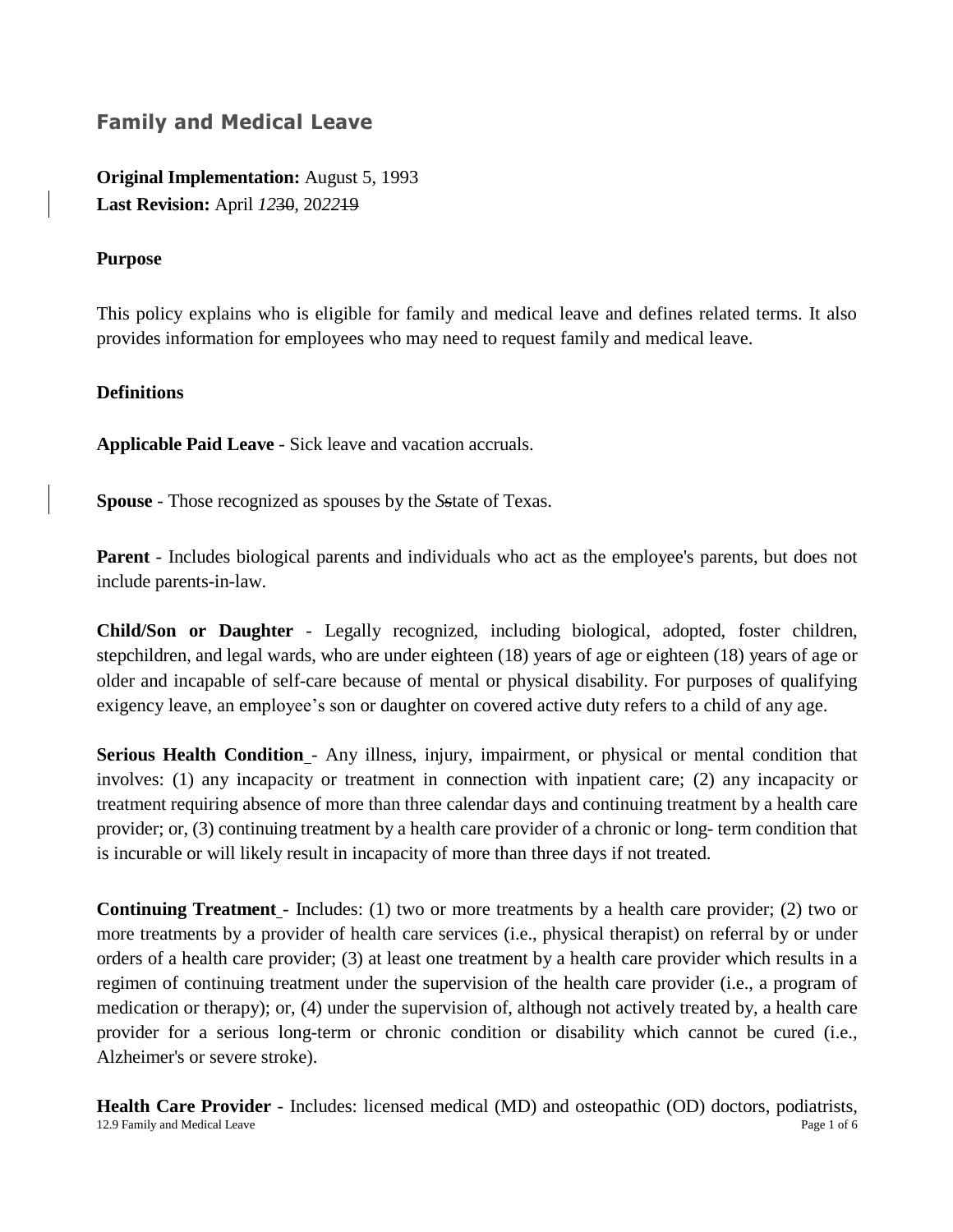## Family and Medical Leave

**Original Implementation:** August 5, 1993
**Last Revision:** April *12*~~30~~, 20*22*~~19~~

**Purpose**

This policy explains who is eligible for family and medical leave and defines related terms. It also provides information for employees who may need to request family and medical leave.

**Definitions**

**Applicable Paid Leave** - Sick leave and vacation accruals.

**Spouse** - Those recognized as spouses by the *S*~~s~~tate of Texas.

**Parent** - Includes biological parents and individuals who act as the employee's parents, but does not include parents-in-law.

**Child/Son or Daughter** - Legally recognized, including biological, adopted, foster children, stepchildren, and legal wards, who are under eighteen (18) years of age or eighteen (18) years of age or older and incapable of self-care because of mental or physical disability. For purposes of qualifying exigency leave, an employee's son or daughter on covered active duty refers to a child of any age.

**Serious Health Condition** - Any illness, injury, impairment, or physical or mental condition that involves: (1) any incapacity or treatment in connection with inpatient care; (2) any incapacity or treatment requiring absence of more than three calendar days and continuing treatment by a health care provider; or, (3) continuing treatment by a health care provider of a chronic or long- term condition that is incurable or will likely result in incapacity of more than three days if not treated.

**Continuing Treatment** - Includes: (1) two or more treatments by a health care provider; (2) two or more treatments by a provider of health care services (i.e., physical therapist) on referral by or under orders of a health care provider; (3) at least one treatment by a health care provider which results in a regimen of continuing treatment under the supervision of the health care provider (i.e., a program of medication or therapy); or, (4) under the supervision of, although not actively treated by, a health care provider for a serious long-term or chronic condition or disability which cannot be cured (i.e., Alzheimer's or severe stroke).

**Health Care Provider** - Includes: licensed medical (MD) and osteopathic (OD) doctors, podiatrists,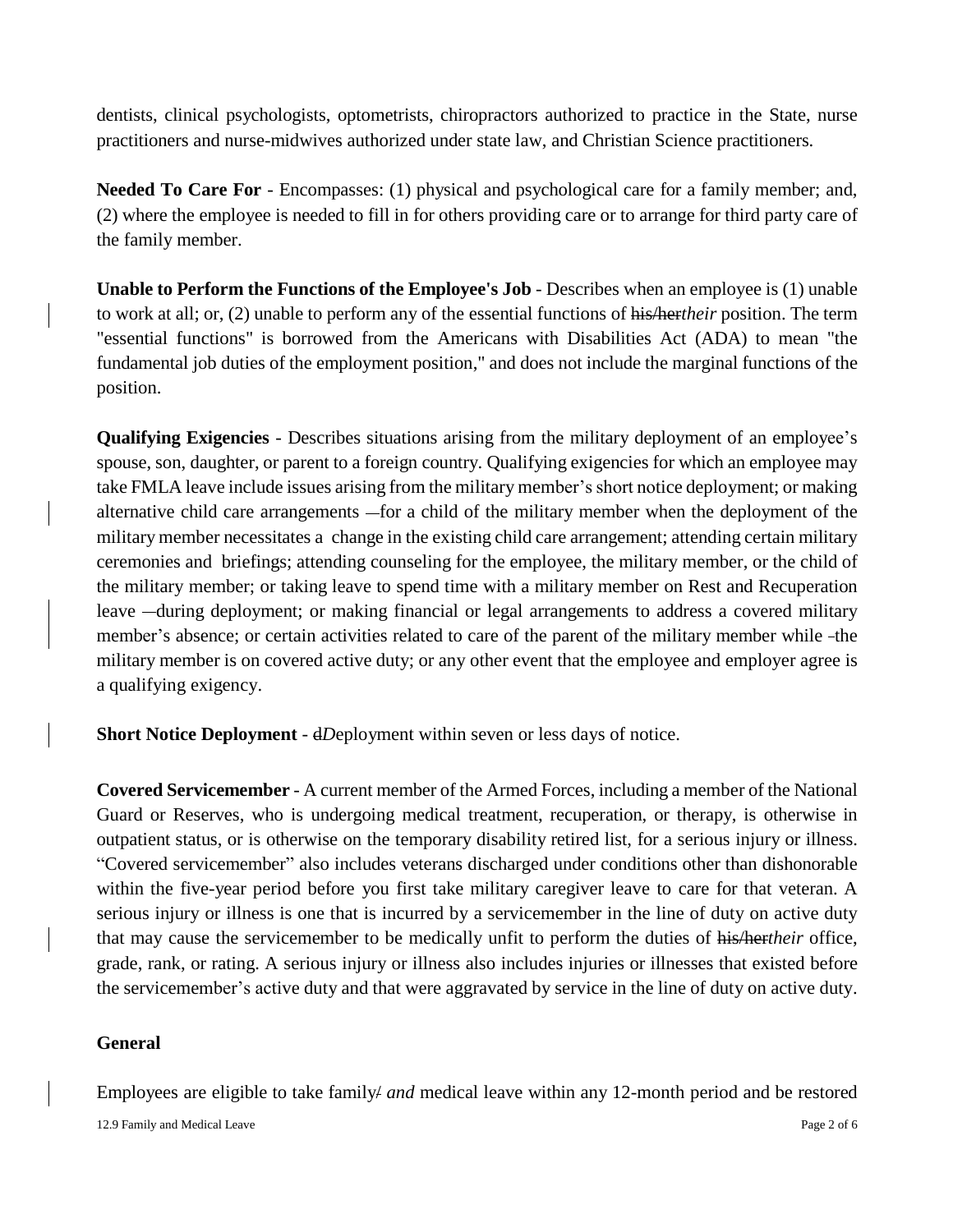dentists, clinical psychologists, optometrists, chiropractors authorized to practice in the State, nurse practitioners and nurse-midwives authorized under state law, and Christian Science practitioners.

**Needed To Care For** - Encompasses: (1) physical and psychological care for a family member; and, (2) where the employee is needed to fill in for others providing care or to arrange for third party care of the family member.

**Unable to Perform the Functions of the Employee's Job** - Describes when an employee is (1) unable to work at all; or, (2) unable to perform any of the essential functions of ~~his/her~~*their* position. The term "essential functions" is borrowed from the Americans with Disabilities Act (ADA) to mean "the fundamental job duties of the employment position," and does not include the marginal functions of the position.

**Qualifying Exigencies** - Describes situations arising from the military deployment of an employee's spouse, son, daughter, or parent to a foreign country. Qualifying exigencies for which an employee may take FMLA leave include issues arising from the military member's short notice deployment; or making alternative child care arrangements —for a child of the military member when the deployment of the military member necessitates a change in the existing child care arrangement; attending certain military ceremonies and briefings; attending counseling for the employee, the military member, or the child of the military member; or taking leave to spend time with a military member on Rest and Recuperation leave —during deployment; or making financial or legal arrangements to address a covered military member's absence; or certain activities related to care of the parent of the military member while the military member is on covered active duty; or any other event that the employee and employer agree is a qualifying exigency.

**Short Notice Deployment** - ~~d~~*D*eployment within seven or less days of notice.

**Covered Servicemember** - A current member of the Armed Forces, including a member of the National Guard or Reserves, who is undergoing medical treatment, recuperation, or therapy, is otherwise in outpatient status, or is otherwise on the temporary disability retired list, for a serious injury or illness. "Covered servicemember" also includes veterans discharged under conditions other than dishonorable within the five-year period before you first take military caregiver leave to care for that veteran. A serious injury or illness is one that is incurred by a servicemember in the line of duty on active duty that may cause the servicemember to be medically unfit to perform the duties of ~~his/her~~*their* office, grade, rank, or rating. A serious injury or illness also includes injuries or illnesses that existed before the servicemember's active duty and that were aggravated by service in the line of duty on active duty.

**General**

Employees are eligible to take family~~/~~ *and* medical leave within any 12-month period and be restored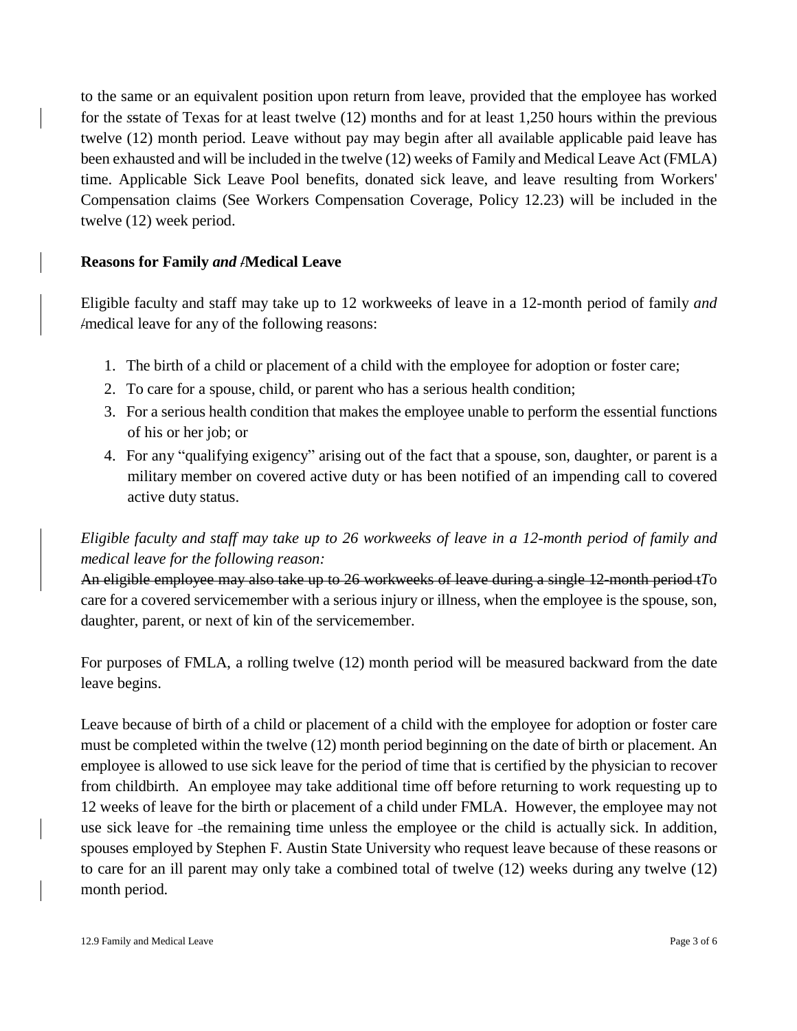to the same or an equivalent position upon return from leave, provided that the employee has worked for the *s*state of Texas for at least twelve (12) months and for at least 1,250 hours within the previous twelve (12) month period. Leave without pay may begin after all available applicable paid leave has been exhausted and will be included in the twelve (12) weeks of Family and Medical Leave Act (FMLA) time. Applicable Sick Leave Pool benefits, donated sick leave, and leave resulting from Workers' Compensation claims (See Workers Compensation Coverage, Policy 12.23) will be included in the twelve (12) week period.

**Reasons for Family *and* /Medical Leave**

Eligible faculty and staff may take up to 12 workweeks of leave in a 12-month period of family *and* /medical leave for any of the following reasons:

1. The birth of a child or placement of a child with the employee for adoption or foster care;
2. To care for a spouse, child, or parent who has a serious health condition;
3. For a serious health condition that makes the employee unable to perform the essential functions of his or her job; or
4. For any "qualifying exigency" arising out of the fact that a spouse, son, daughter, or parent is a military member on covered active duty or has been notified of an impending call to covered active duty status.

*Eligible faculty and staff may take up to 26 workweeks of leave in a 12-month period of family and medical leave for the following reason:*
~~An eligible employee may also take up to 26 workweeks of leave during a single 12-month period t~~*T*o care for a covered servicemember with a serious injury or illness, when the employee is the spouse, son, daughter, parent, or next of kin of the servicemember.

For purposes of FMLA, a rolling twelve (12) month period will be measured backward from the date leave begins.

Leave because of birth of a child or placement of a child with the employee for adoption or foster care must be completed within the twelve (12) month period beginning on the date of birth or placement. An employee is allowed to use sick leave for the period of time that is certified by the physician to recover from childbirth. An employee may take additional time off before returning to work requesting up to 12 weeks of leave for the birth or placement of a child under FMLA. However, the employee may not use sick leave for the remaining time unless the employee or the child is actually sick. In addition, spouses employed by Stephen F. Austin State University who request leave because of these reasons or to care for an ill parent may only take a combined total of twelve (12) weeks during any twelve (12) month period.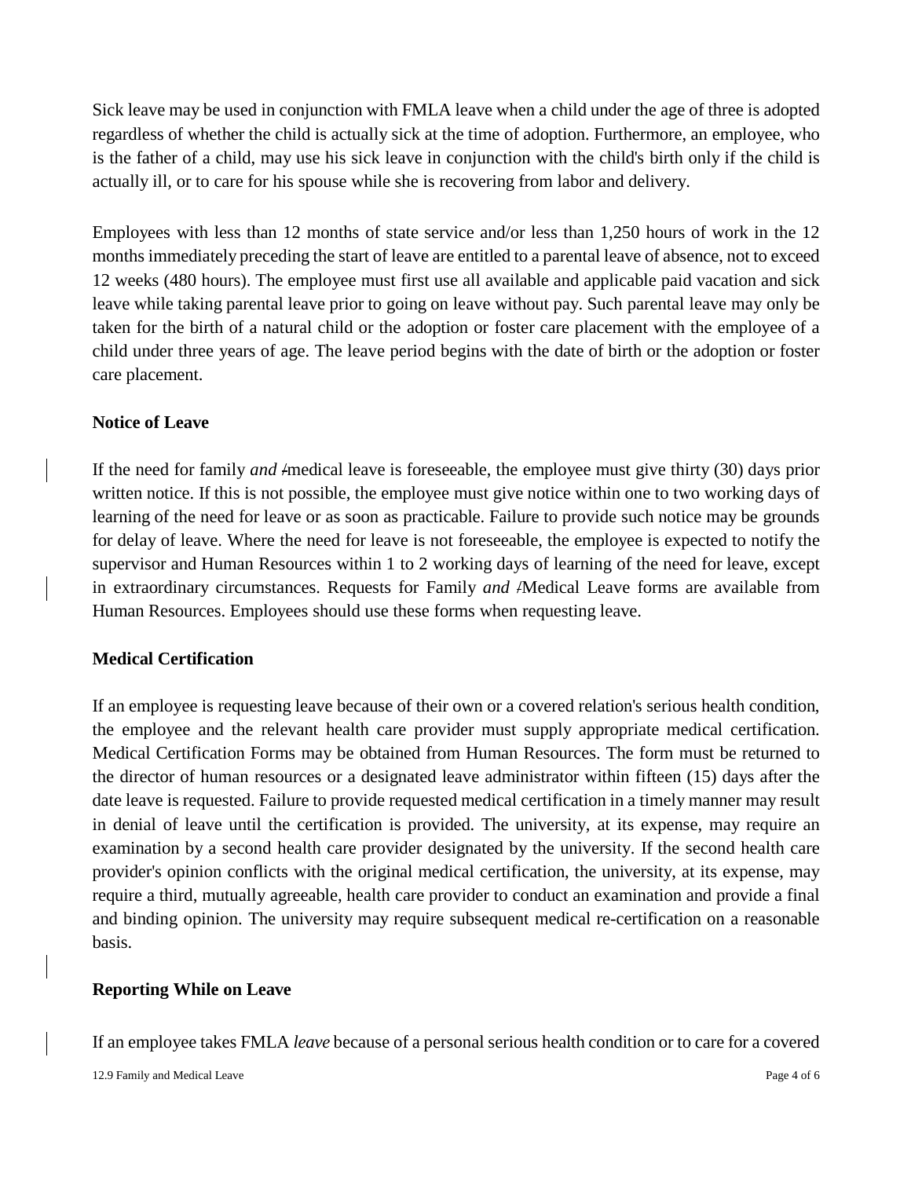Sick leave may be used in conjunction with FMLA leave when a child under the age of three is adopted regardless of whether the child is actually sick at the time of adoption. Furthermore, an employee, who is the father of a child, may use his sick leave in conjunction with the child's birth only if the child is actually ill, or to care for his spouse while she is recovering from labor and delivery.

Employees with less than 12 months of state service and/or less than 1,250 hours of work in the 12 months immediately preceding the start of leave are entitled to a parental leave of absence, not to exceed 12 weeks (480 hours). The employee must first use all available and applicable paid vacation and sick leave while taking parental leave prior to going on leave without pay. Such parental leave may only be taken for the birth of a natural child or the adoption or foster care placement with the employee of a child under three years of age. The leave period begins with the date of birth or the adoption or foster care placement.

**Notice of Leave**

If the need for family *and* /medical leave is foreseeable, the employee must give thirty (30) days prior written notice. If this is not possible, the employee must give notice within one to two working days of learning of the need for leave or as soon as practicable. Failure to provide such notice may be grounds for delay of leave. Where the need for leave is not foreseeable, the employee is expected to notify the supervisor and Human Resources within 1 to 2 working days of learning of the need for leave, except in extraordinary circumstances. Requests for Family *and* /Medical Leave forms are available from Human Resources. Employees should use these forms when requesting leave.

**Medical Certification**

If an employee is requesting leave because of their own or a covered relation's serious health condition, the employee and the relevant health care provider must supply appropriate medical certification. Medical Certification Forms may be obtained from Human Resources. The form must be returned to the director of human resources or a designated leave administrator within fifteen (15) days after the date leave is requested. Failure to provide requested medical certification in a timely manner may result in denial of leave until the certification is provided. The university, at its expense, may require an examination by a second health care provider designated by the university. If the second health care provider's opinion conflicts with the original medical certification, the university, at its expense, may require a third, mutually agreeable, health care provider to conduct an examination and provide a final and binding opinion. The university may require subsequent medical re-certification on a reasonable basis.

**Reporting While on Leave**

If an employee takes FMLA *leave* because of a personal serious health condition or to care for a covered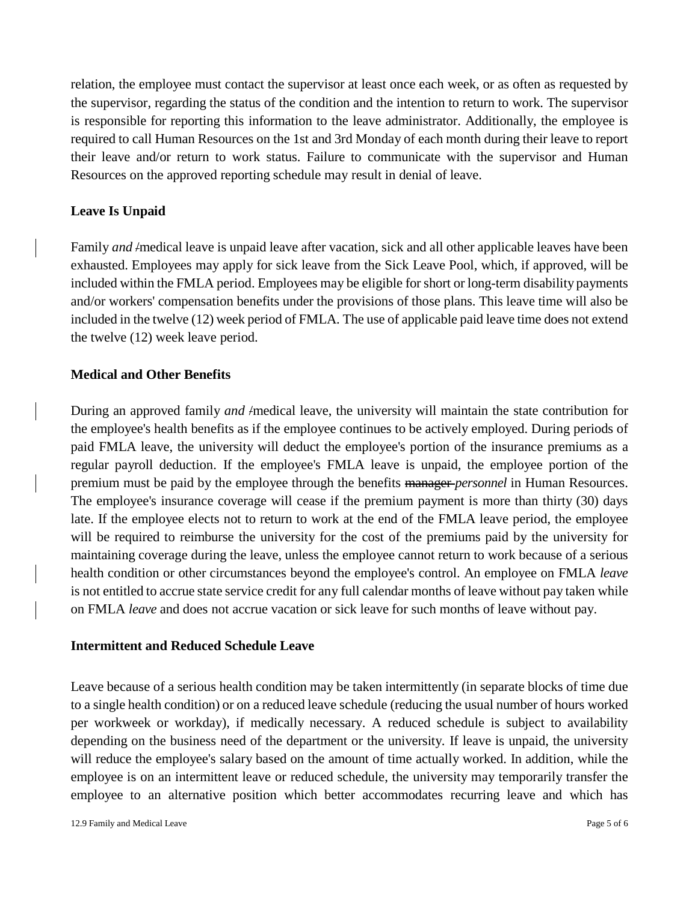relation, the employee must contact the supervisor at least once each week, or as often as requested by the supervisor, regarding the status of the condition and the intention to return to work. The supervisor is responsible for reporting this information to the leave administrator. Additionally, the employee is required to call Human Resources on the 1st and 3rd Monday of each month during their leave to report their leave and/or return to work status. Failure to communicate with the supervisor and Human Resources on the approved reporting schedule may result in denial of leave.

**Leave Is Unpaid**

Family *and* ~~/~~medical leave is unpaid leave after vacation, sick and all other applicable leaves have been exhausted. Employees may apply for sick leave from the Sick Leave Pool, which, if approved, will be included within the FMLA period. Employees may be eligible for short or long-term disability payments and/or workers' compensation benefits under the provisions of those plans. This leave time will also be included in the twelve (12) week period of FMLA. The use of applicable paid leave time does not extend the twelve (12) week leave period.

**Medical and Other Benefits**

During an approved family *and* ~~/~~medical leave, the university will maintain the state contribution for the employee's health benefits as if the employee continues to be actively employed. During periods of paid FMLA leave, the university will deduct the employee's portion of the insurance premiums as a regular payroll deduction. If the employee's FMLA leave is unpaid, the employee portion of the premium must be paid by the employee through the benefits ~~manager~~ *personnel* in Human Resources. The employee's insurance coverage will cease if the premium payment is more than thirty (30) days late. If the employee elects not to return to work at the end of the FMLA leave period, the employee will be required to reimburse the university for the cost of the premiums paid by the university for maintaining coverage during the leave, unless the employee cannot return to work because of a serious health condition or other circumstances beyond the employee's control. An employee on FMLA *leave* is not entitled to accrue state service credit for any full calendar months of leave without pay taken while on FMLA *leave* and does not accrue vacation or sick leave for such months of leave without pay.

**Intermittent and Reduced Schedule Leave**

Leave because of a serious health condition may be taken intermittently (in separate blocks of time due to a single health condition) or on a reduced leave schedule (reducing the usual number of hours worked per workweek or workday), if medically necessary. A reduced schedule is subject to availability depending on the business need of the department or the university. If leave is unpaid, the university will reduce the employee's salary based on the amount of time actually worked. In addition, while the employee is on an intermittent leave or reduced schedule, the university may temporarily transfer the employee to an alternative position which better accommodates recurring leave and which has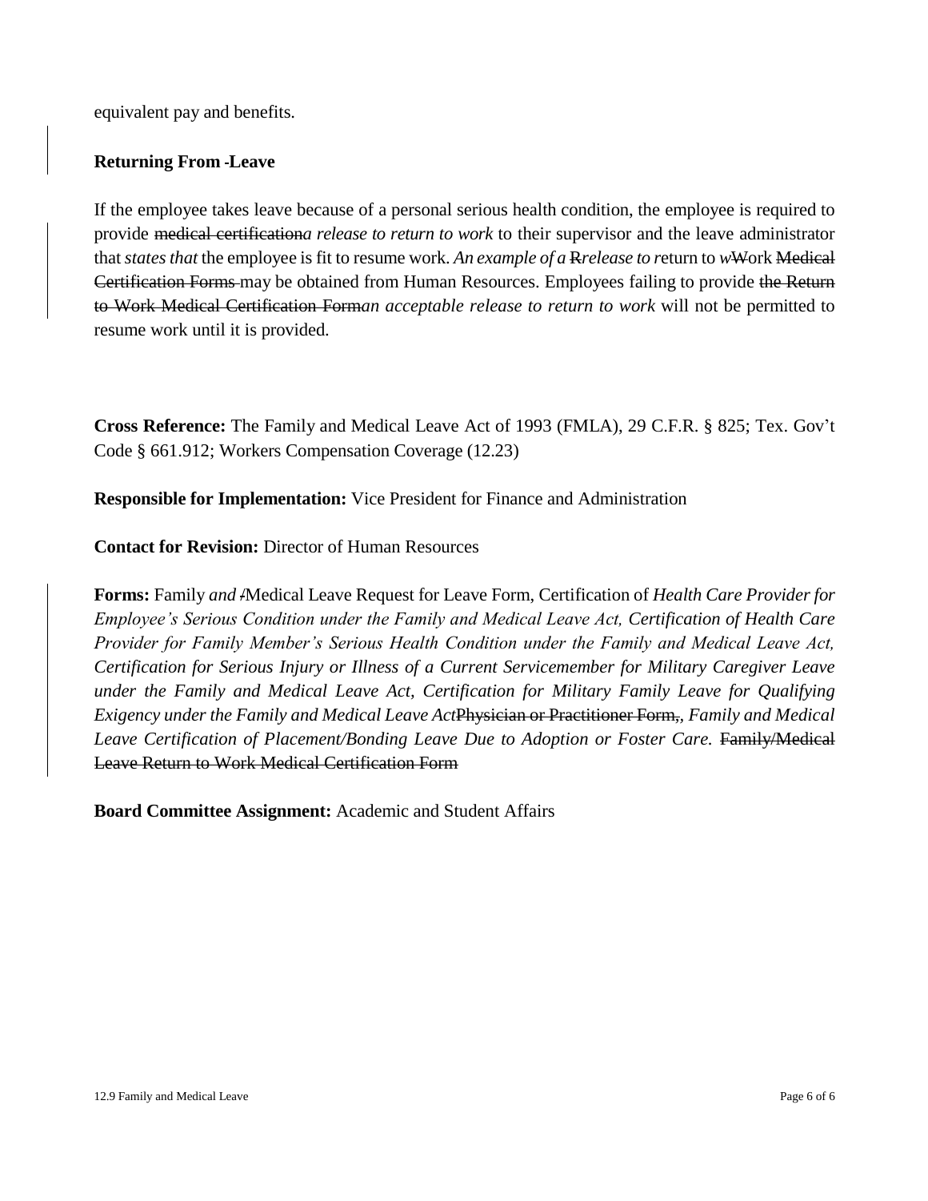equivalent pay and benefits.

**Returning From -Leave**

If the employee takes leave because of a personal serious health condition, the employee is required to provide ~~medical certification~~*a release to return to work* to their supervisor and the leave administrator that *states that* the employee is fit to resume work. *An example of a* ~~R~~*release to r*eturn to *w*~~W~~ork ~~Medical Certification Forms~~ may be obtained from Human Resources. Employees failing to provide ~~the Return to Work Medical Certification Form~~*an acceptable release to return to work* will not be permitted to resume work until it is provided.

**Cross Reference:** The Family and Medical Leave Act of 1993 (FMLA), 29 C.F.R. § 825; Tex. Gov't Code § 661.912; Workers Compensation Coverage (12.23)

**Responsible for Implementation:** Vice President for Finance and Administration

**Contact for Revision:** Director of Human Resources

**Forms:** Family *and* ~~/~~Medical Leave Request for Leave Form, Certification of *Health Care Provider for Employee's Serious Condition under the Family and Medical Leave Act, Certification of Health Care Provider for Family Member's Serious Health Condition under the Family and Medical Leave Act, Certification for Serious Injury or Illness of a Current Servicemember for Military Caregiver Leave under the Family and Medical Leave Act, Certification for Military Family Leave for Qualifying Exigency under the Family and Medical Leave Act*~~Physician or Practitioner Form,~~, *Family and Medical Leave Certification of Placement/Bonding Leave Due to Adoption or Foster Care.* ~~Family/Medical Leave Return to Work Medical Certification Form~~

**Board Committee Assignment:** Academic and Student Affairs